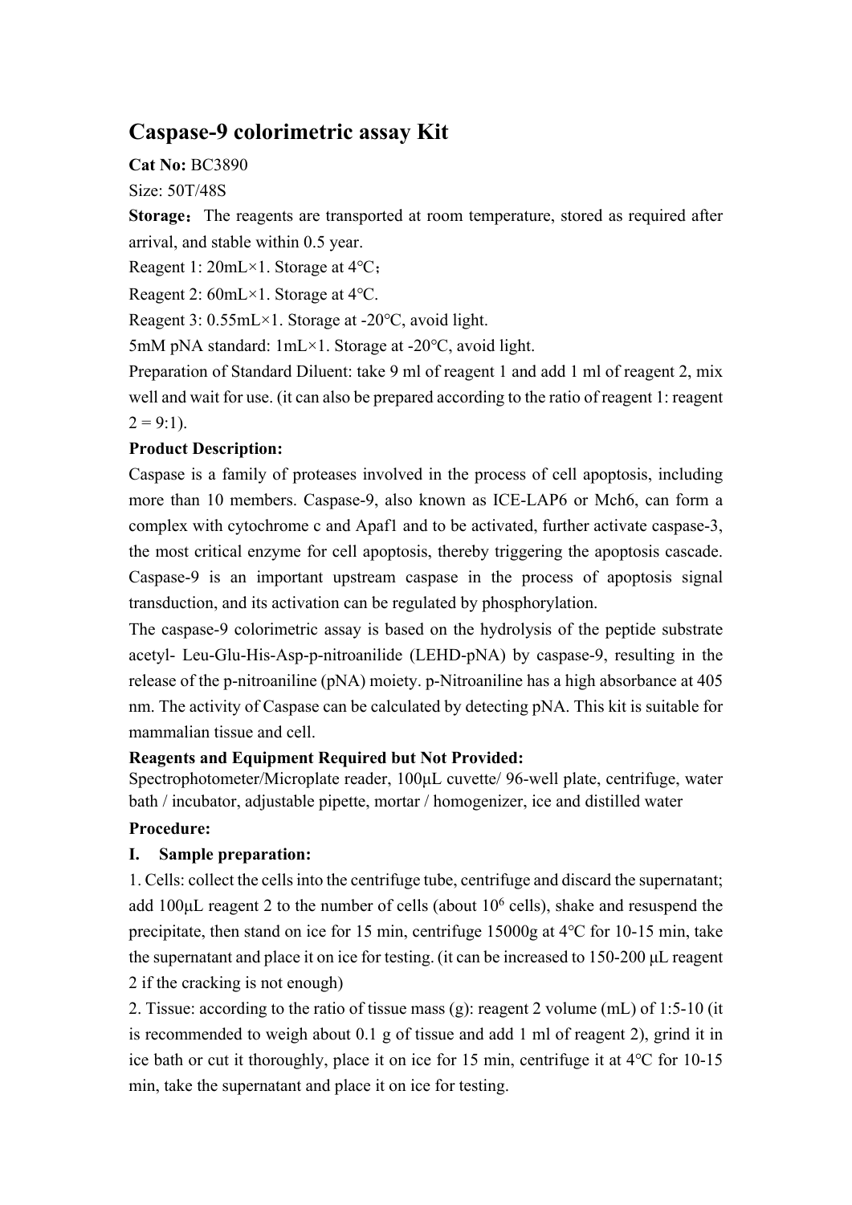// Verbatim OCR — no images detected on this page.
# Caspase-9 colorimetric assay Kit

**Cat No:** BC3890

Size: 50T/48S

**Storage：** The reagents are transported at room temperature, stored as required after arrival, and stable within 0.5 year.

Reagent 1: 20mL×1. Storage at 4℃；

Reagent 2: 60mL×1. Storage at 4℃.

Reagent 3: 0.55mL×1. Storage at -20℃, avoid light.

5mM pNA standard: 1mL×1. Storage at -20℃, avoid light.

Preparation of Standard Diluent: take 9 ml of reagent 1 and add 1 ml of reagent 2, mix well and wait for use. (it can also be prepared according to the ratio of reagent 1: reagent 2 = 9:1).

**Product Description:**

Caspase is a family of proteases involved in the process of cell apoptosis, including more than 10 members. Caspase-9, also known as ICE-LAP6 or Mch6, can form a complex with cytochrome c and Apaf1 and to be activated, further activate caspase-3, the most critical enzyme for cell apoptosis, thereby triggering the apoptosis cascade. Caspase-9 is an important upstream caspase in the process of apoptosis signal transduction, and its activation can be regulated by phosphorylation.

The caspase-9 colorimetric assay is based on the hydrolysis of the peptide substrate acetyl- Leu-Glu-His-Asp-p-nitroanilide (LEHD-pNA) by caspase-9, resulting in the release of the p-nitroaniline (pNA) moiety. p-Nitroaniline has a high absorbance at 405 nm. The activity of Caspase can be calculated by detecting pNA. This kit is suitable for mammalian tissue and cell.

**Reagents and Equipment Required but Not Provided:**

Spectrophotometer/Microplate reader, 100μL cuvette/ 96-well plate, centrifuge, water bath / incubator, adjustable pipette, mortar / homogenizer, ice and distilled water

**Procedure:**

**I. Sample preparation:**

1. Cells: collect the cells into the centrifuge tube, centrifuge and discard the supernatant; add 100μL reagent 2 to the number of cells (about $10^6$ cells), shake and resuspend the precipitate, then stand on ice for 15 min, centrifuge 15000g at 4°C for 10-15 min, take the supernatant and place it on ice for testing. (it can be increased to 150-200 μL reagent 2 if the cracking is not enough)

2. Tissue: according to the ratio of tissue mass (g): reagent 2 volume (mL) of 1:5-10 (it is recommended to weigh about 0.1 g of tissue and add 1 ml of reagent 2), grind it in ice bath or cut it thoroughly, place it on ice for 15 min, centrifuge it at 4°C for 10-15 min, take the supernatant and place it on ice for testing.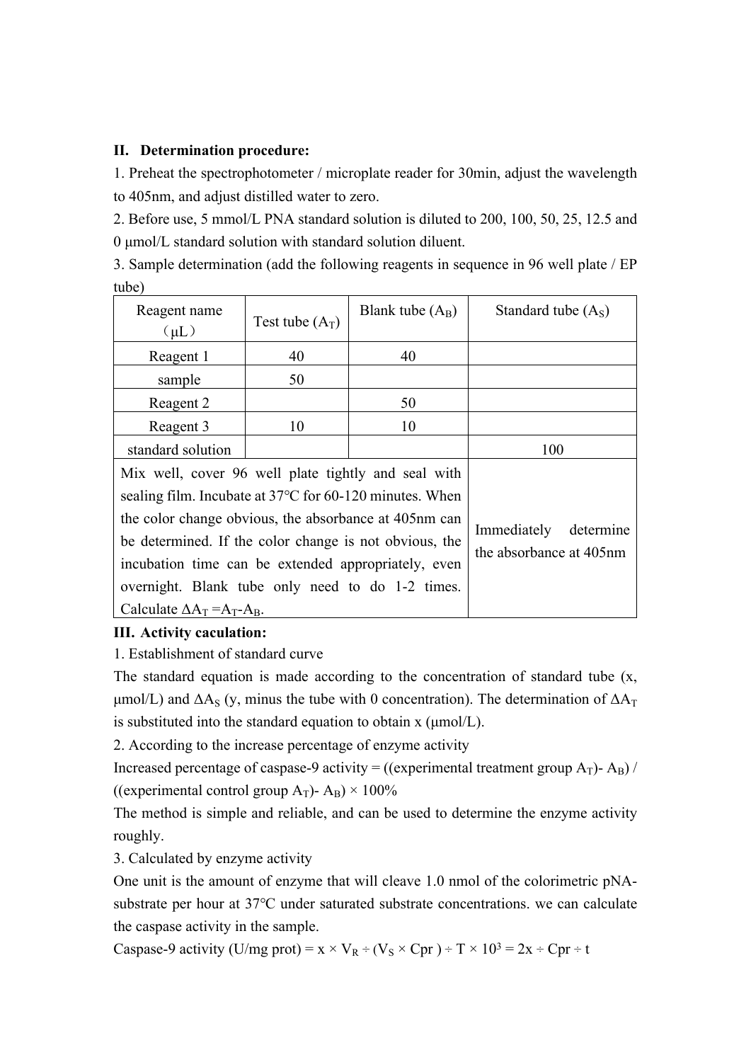## II. Determination procedure:

1. Preheat the spectrophotometer / microplate reader for 30min, adjust the wavelength to 405nm, and adjust distilled water to zero.
2. Before use, 5 mmol/L PNA standard solution is diluted to 200, 100, 50, 25, 12.5 and 0 μmol/L standard solution with standard solution diluent.
3. Sample determination (add the following reagents in sequence in 96 well plate / EP tube)

| Reagent name（μL） | Test tube ($A_T$) | Blank tube ($A_B$) | Standard tube ($A_S$) |
|---|---|---|---|
| Reagent 1 | 40 | 40 | |
| sample | 50 | | |
| Reagent 2 | | 50 | |
| Reagent 3 | 10 | 10 | |
| standard solution | | | 100 |
| Mix well, cover 96 well plate tightly and seal with sealing film. Incubate at 37℃ for 60-120 minutes. When the color change obvious, the absorbance at 405nm can be determined. If the color change is not obvious, the incubation time can be extended appropriately, even overnight. Blank tube only need to do 1-2 times. Calculate $\Delta A_T = A_T - A_B$. | | | Immediately determine the absorbance at 405nm |

## III. Activity caculation:

1. Establishment of standard curve

The standard equation is made according to the concentration of standard tube (x, μmol/L) and $\Delta A_S$ (y, minus the tube with 0 concentration). The determination of $\Delta A_T$ is substituted into the standard equation to obtain x (μmol/L).

2. According to the increase percentage of enzyme activity

Increased percentage of caspase-9 activity = ((experimental treatment group $A_T$)- $A_B$) / ((experimental control group $A_T$)- $A_B$) × 100%

The method is simple and reliable, and can be used to determine the enzyme activity roughly.

3. Calculated by enzyme activity

One unit is the amount of enzyme that will cleave 1.0 nmol of the colorimetric pNA-substrate per hour at 37℃ under saturated substrate concentrations. we can calculate the caspase activity in the sample.

Caspase-9 activity (U/mg prot) = $x \times V_R \div (V_S \times Cpr) \div T \times 10^3 = 2x \div Cpr \div t$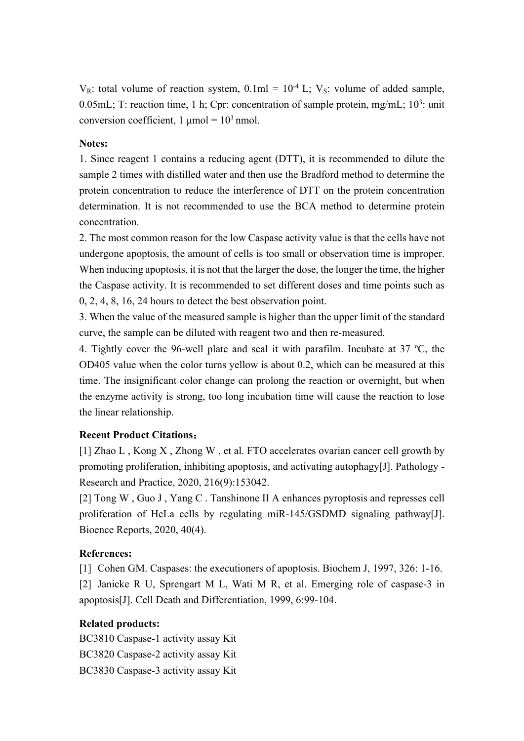$V_R$: total volume of reaction system, 0.1ml = $10^{-4}$ L; $V_S$: volume of added sample, 0.05mL; T: reaction time, 1 h; Cpr: concentration of sample protein, mg/mL; $10^3$: unit conversion coefficient, 1 μmol = $10^3$ nmol.

**Notes:**

1. Since reagent 1 contains a reducing agent (DTT), it is recommended to dilute the sample 2 times with distilled water and then use the Bradford method to determine the protein concentration to reduce the interference of DTT on the protein concentration determination. It is not recommended to use the BCA method to determine protein concentration.
2. The most common reason for the low Caspase activity value is that the cells have not undergone apoptosis, the amount of cells is too small or observation time is improper. When inducing apoptosis, it is not that the larger the dose, the longer the time, the higher the Caspase activity. It is recommended to set different doses and time points such as 0, 2, 4, 8, 16, 24 hours to detect the best observation point.
3. When the value of the measured sample is higher than the upper limit of the standard curve, the sample can be diluted with reagent two and then re-measured.
4. Tightly cover the 96-well plate and seal it with parafilm. Incubate at 37 ºC, the OD405 value when the color turns yellow is about 0.2, which can be measured at this time. The insignificant color change can prolong the reaction or overnight, but when the enzyme activity is strong, too long incubation time will cause the reaction to lose the linear relationship.

**Recent Product Citations：**

[1] Zhao L , Kong X , Zhong W , et al. FTO accelerates ovarian cancer cell growth by promoting proliferation, inhibiting apoptosis, and activating autophagy[J]. Pathology - Research and Practice, 2020, 216(9):153042.

[2] Tong W , Guo J , Yang C . Tanshinone II A enhances pyroptosis and represses cell proliferation of HeLa cells by regulating miR-145/GSDMD signaling pathway[J]. Bioence Reports, 2020, 40(4).

**References:**

[1] Cohen GM. Caspases: the executioners of apoptosis. Biochem J, 1997, 326: 1-16.

[2] Janicke R U, Sprengart M L, Wati M R, et al. Emerging role of caspase-3 in apoptosis[J]. Cell Death and Differentiation, 1999, 6:99-104.

**Related products:**

BC3810 Caspase-1 activity assay Kit
BC3820 Caspase-2 activity assay Kit
BC3830 Caspase-3 activity assay Kit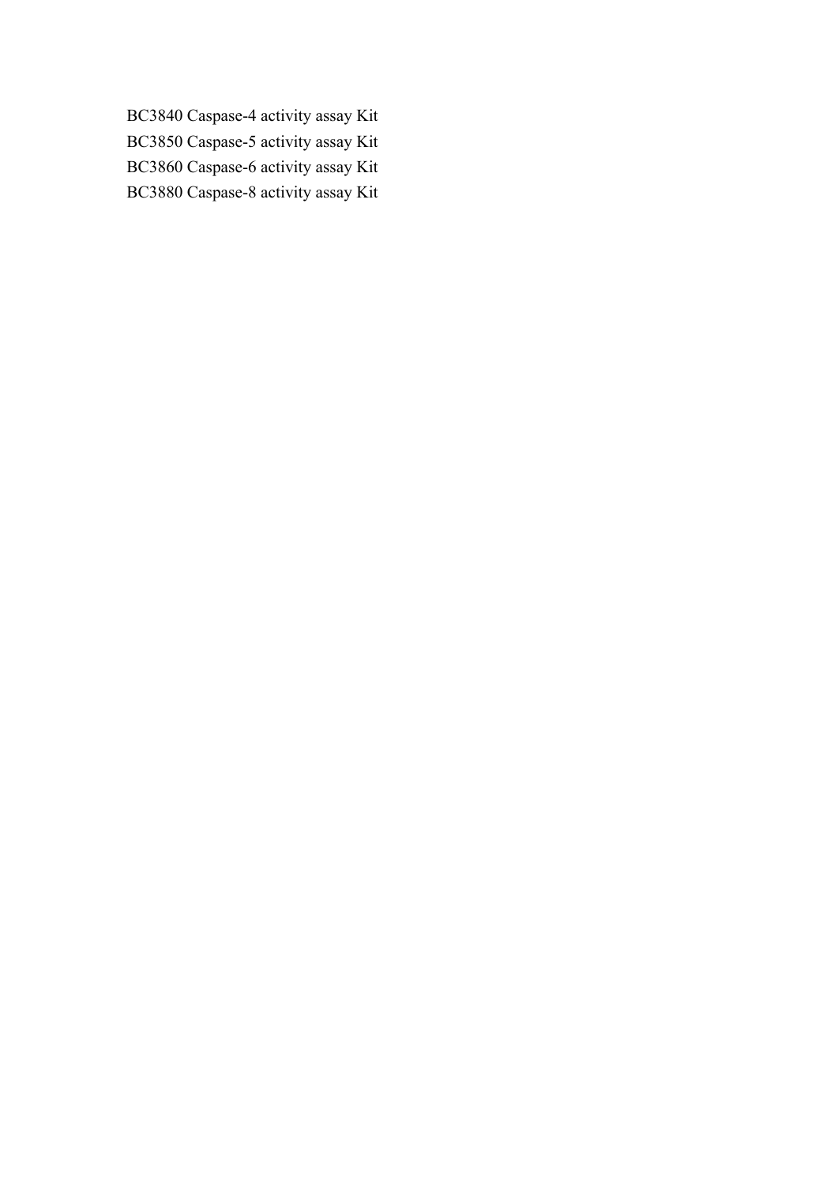BC3840 Caspase-4 activity assay Kit

BC3850 Caspase-5 activity assay Kit

BC3860 Caspase-6 activity assay Kit

BC3880 Caspase-8 activity assay Kit